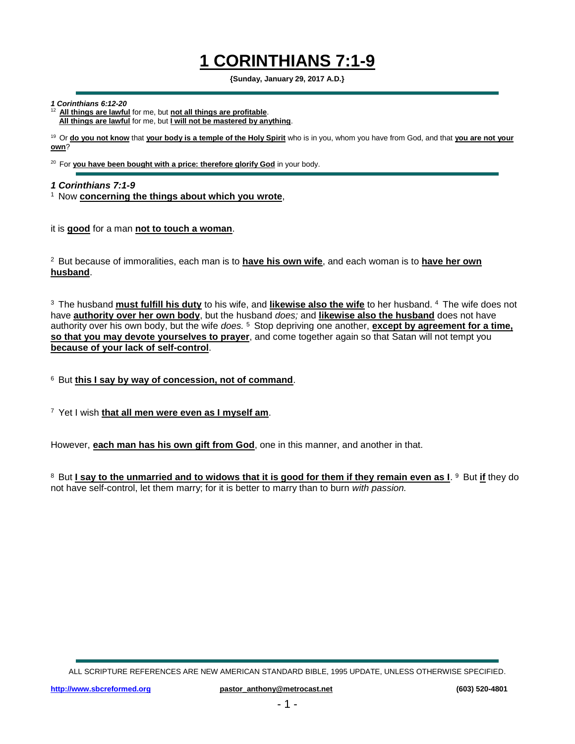# **1 CORINTHIANS 7:1-9**

**{Sunday, January 29, 2017 A.D.}**

---

***1 Corinthians 6:12-20***

[12] **All things are lawful** for me, but **not all things are profitable**.
**All things are lawful** for me, but **I will not be mastered by anything**.

[19] Or **do you not know** that **your body is a temple of the Holy Spirit** who is in you, whom you have from God, and that **you are not your own**?

[20] For **you have been bought with a price: therefore glorify God** in your body.

---

***1 Corinthians 7:1-9***

[1] Now **concerning the things about which you wrote**,

it is **good** for a man **not to touch a woman**.

[2] But because of immoralities, each man is to **have his own wife**, and each woman is to **have her own husband**.

[3] The husband **must fulfill his duty** to his wife, and **likewise also the wife** to her husband. [4] The wife does not have **authority over her own body**, but the husband *does;* and **likewise also the husband** does not have authority over his own body, but the wife *does.* [5] Stop depriving one another, **except by agreement for a time, so that you may devote yourselves to prayer**, and come together again so that Satan will not tempt you **because of your lack of self-control**.

[6] But **this I say by way of concession, not of command**.

[7] Yet I wish **that all men were even as I myself am**.

However, **each man has his own gift from God**, one in this manner, and another in that.

[8] But **I say to the unmarried and to widows that it is good for them if they remain even as I**. [9] But **if** they do not have self-control, let them marry; for it is better to marry than to burn *with passion.*

---

ALL SCRIPTURE REFERENCES ARE NEW AMERICAN STANDARD BIBLE, 1995 UPDATE, UNLESS OTHERWISE SPECIFIED.

http://www.sbcreformed.org pastor_anthony@metrocast.net (603) 520-4801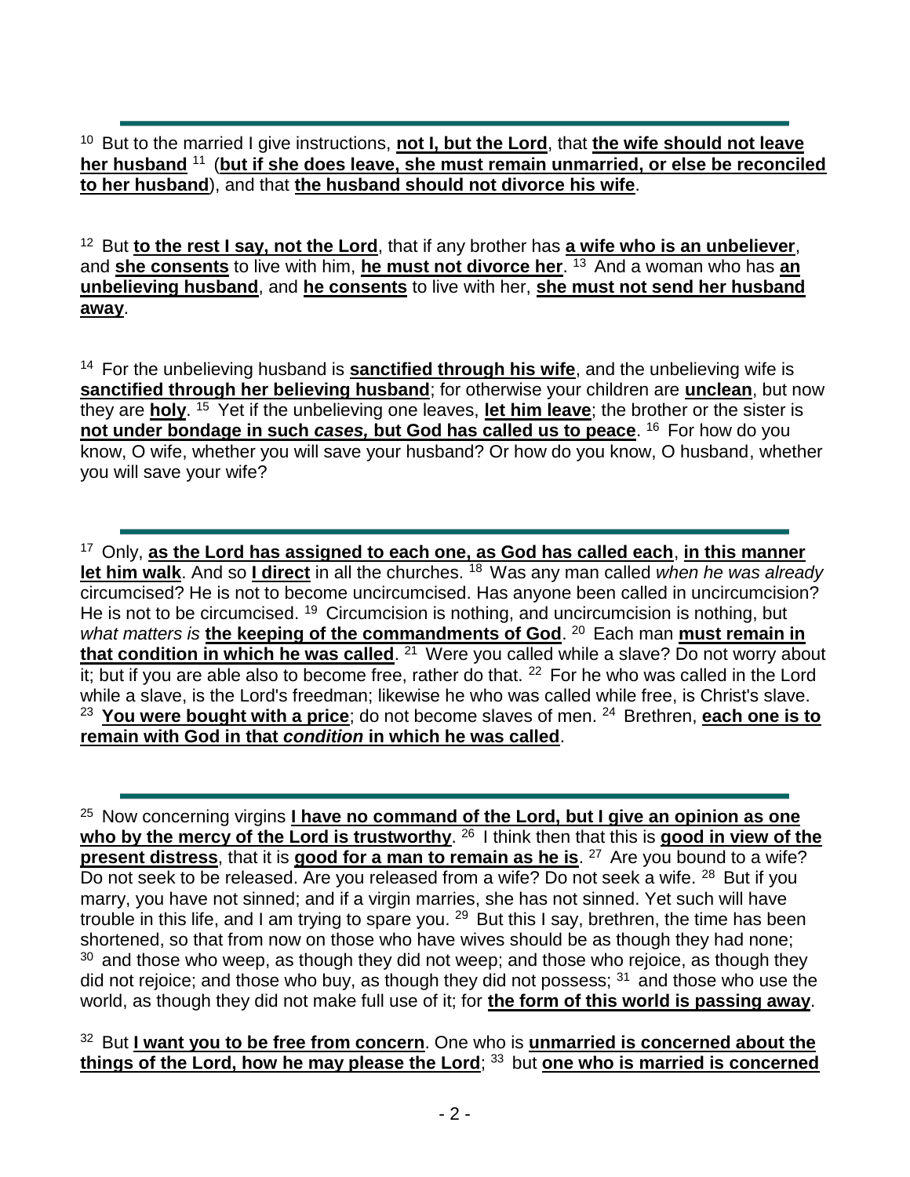---

10 But to the married I give instructions, **not I, but the Lord**, that **the wife should not leave her husband** 11 (**but if she does leave, she must remain unmarried, or else be reconciled to her husband**), and that **the husband should not divorce his wife**.

12 But **to the rest I say, not the Lord**, that if any brother has **a wife who is an unbeliever**, and **she consents** to live with him, **he must not divorce her**. 13 And a woman who has **an unbelieving husband**, and **he consents** to live with her, **she must not send her husband away**.

14 For the unbelieving husband is **sanctified through his wife**, and the unbelieving wife is **sanctified through her believing husband**; for otherwise your children are **unclean**, but now they are **holy**. 15 Yet if the unbelieving one leaves, **let him leave**; the brother or the sister is **not under bondage in such *cases,* but God has called us to peace**. 16 For how do you know, O wife, whether you will save your husband? Or how do you know, O husband, whether you will save your wife?

---

17 Only, **as the Lord has assigned to each one, as God has called each**, **in this manner let him walk**. And so **I direct** in all the churches. 18 Was any man called *when he was already* circumcised? He is not to become uncircumcised. Has anyone been called in uncircumcision? He is not to be circumcised. 19 Circumcision is nothing, and uncircumcision is nothing, but *what matters is* **the keeping of the commandments of God**. 20 Each man **must remain in that condition in which he was called**. 21 Were you called while a slave? Do not worry about it; but if you are able also to become free, rather do that. 22 For he who was called in the Lord while a slave, is the Lord's freedman; likewise he who was called while free, is Christ's slave. 23 **You were bought with a price**; do not become slaves of men. 24 Brethren, **each one is to remain with God in that *condition* in which he was called**.

---

25 Now concerning virgins **I have no command of the Lord, but I give an opinion as one who by the mercy of the Lord is trustworthy**. 26 I think then that this is **good in view of the present distress**, that it is **good for a man to remain as he is**. 27 Are you bound to a wife? Do not seek to be released. Are you released from a wife? Do not seek a wife. 28 But if you marry, you have not sinned; and if a virgin marries, she has not sinned. Yet such will have trouble in this life, and I am trying to spare you. 29 But this I say, brethren, the time has been shortened, so that from now on those who have wives should be as though they had none; 30 and those who weep, as though they did not weep; and those who rejoice, as though they did not rejoice; and those who buy, as though they did not possess; 31 and those who use the world, as though they did not make full use of it; for **the form of this world is passing away**.

32 But **I want you to be free from concern**. One who is **unmarried is concerned about the things of the Lord, how he may please the Lord**; 33 but **one who is married is concerned**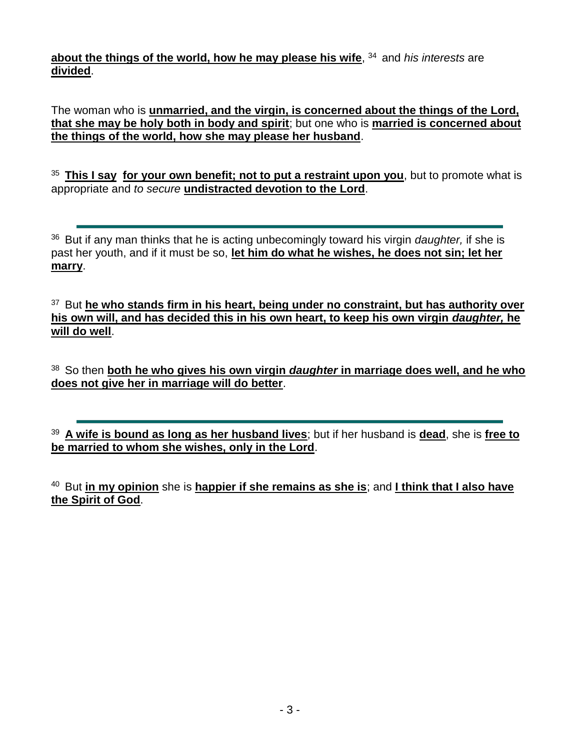**about the things of the world, how he may please his wife**, [34] and *his interests* are **divided**.

The woman who is **unmarried, and the virgin, is concerned about the things of the Lord, that she may be holy both in body and spirit**; but one who is **married is concerned about the things of the world, how she may please her husband**.

[35] **This I say** **for your own benefit; not to put a restraint upon you**, but to promote what is appropriate and *to secure* **undistracted devotion to the Lord**.

---

[36] But if any man thinks that he is acting unbecomingly toward his virgin *daughter,* if she is past her youth, and if it must be so, **let him do what he wishes, he does not sin; let her marry**.

[37] But **he who stands firm in his heart, being under no constraint, but has authority over his own will, and has decided this in his own heart, to keep his own virgin *daughter,* he will do well**.

[38] So then **both he who gives his own virgin *daughter* in marriage does well, and he who does not give her in marriage will do better**.

---

[39] **A wife is bound as long as her husband lives**; but if her husband is **dead**, she is **free to be married to whom she wishes, only in the Lord**.

[40] But **in my opinion** she is **happier if she remains as she is**; and **I think that I also have the Spirit of God**.